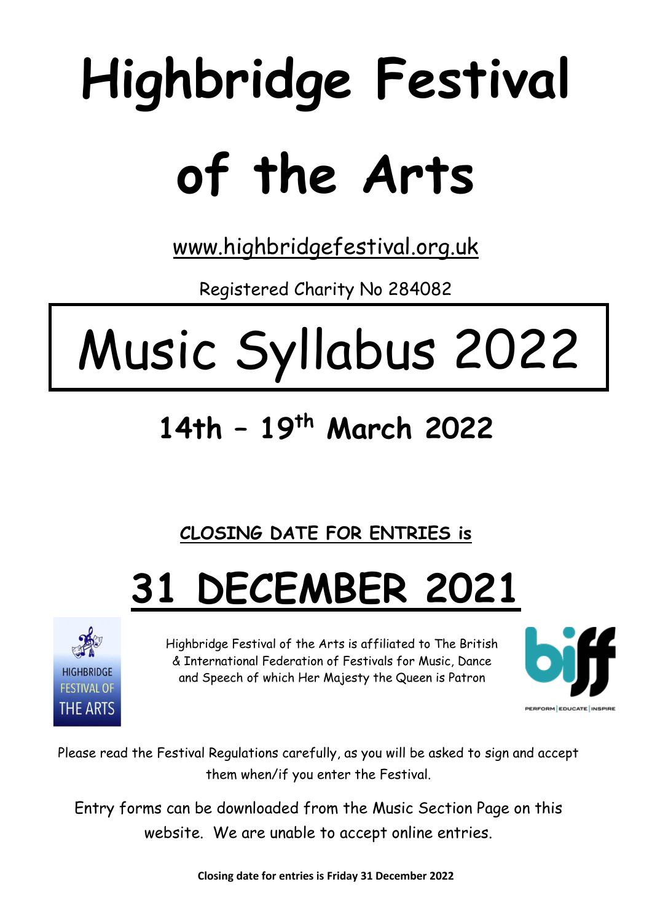# Highbridge Festival of the Arts

www.highbridgefestival.org.uk

Registered Charity No 284082

# Music Syllabus 2022

## 14th – 19th March 2022

**CLOSING DATE FOR ENTRIES is**

# 31 DECEMBER 2021

HIGHBRIDGE FESTIVAL OF THE ARTS

Highbridge Festival of the Arts is affiliated to The British & International Federation of Festivals for Music, Dance and Speech of which Her Majesty the Queen is Patron

biff PERFORM | EDUCATE | INSPIRE

Please read the Festival Regulations carefully, as you will be asked to sign and accept them when/if you enter the Festival.

Entry forms can be downloaded from the Music Section Page on this website. We are unable to accept online entries.

**Closing date for entries is Friday 31 December 2022**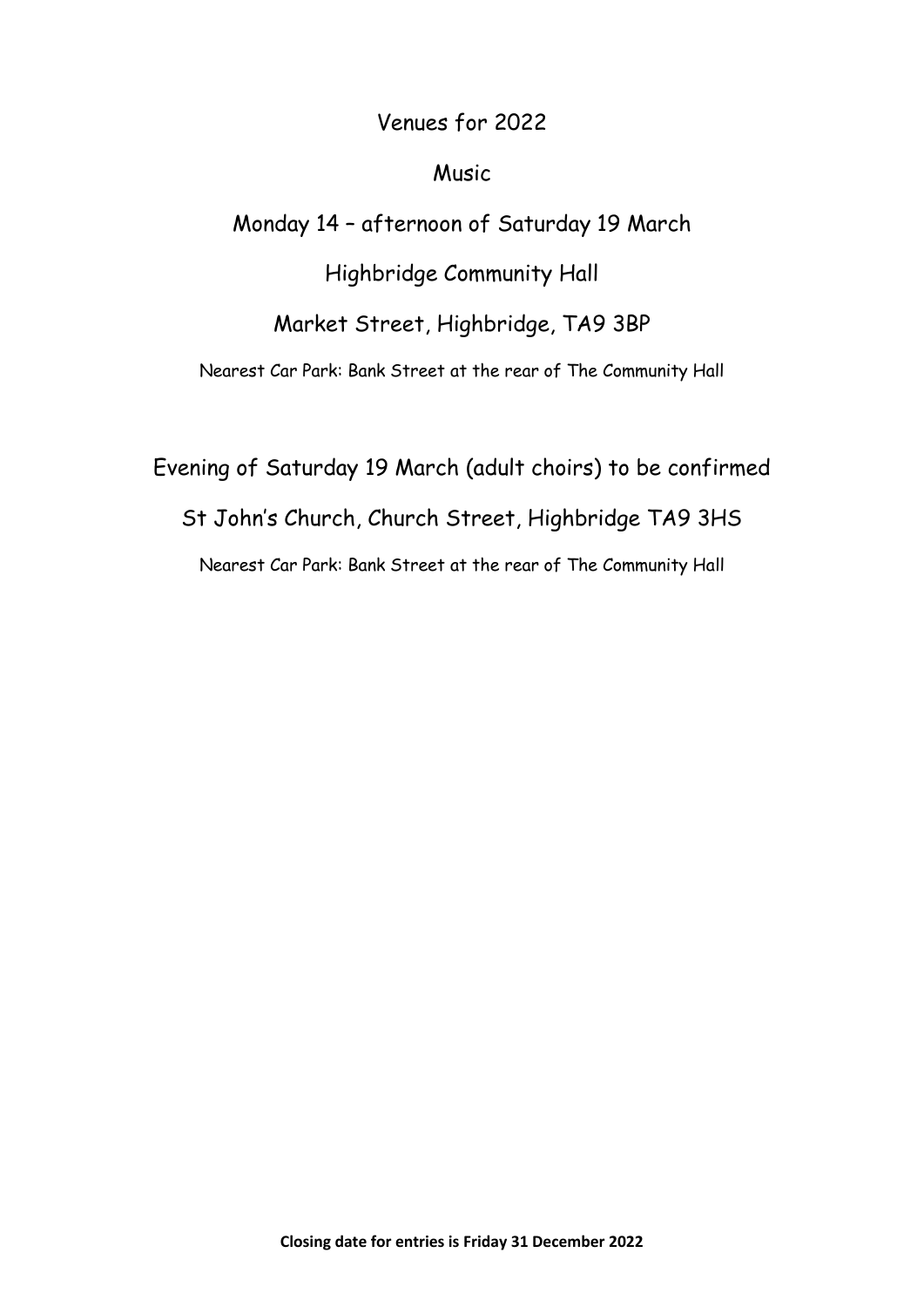# Venues for 2022

## Music

Monday 14 – afternoon of Saturday 19 March

Highbridge Community Hall

Market Street, Highbridge, TA9 3BP

Nearest Car Park: Bank Street at the rear of The Community Hall

Evening of Saturday 19 March (adult choirs) to be confirmed

St John's Church, Church Street, Highbridge TA9 3HS

Nearest Car Park: Bank Street at the rear of The Community Hall

**Closing date for entries is Friday 31 December 2022**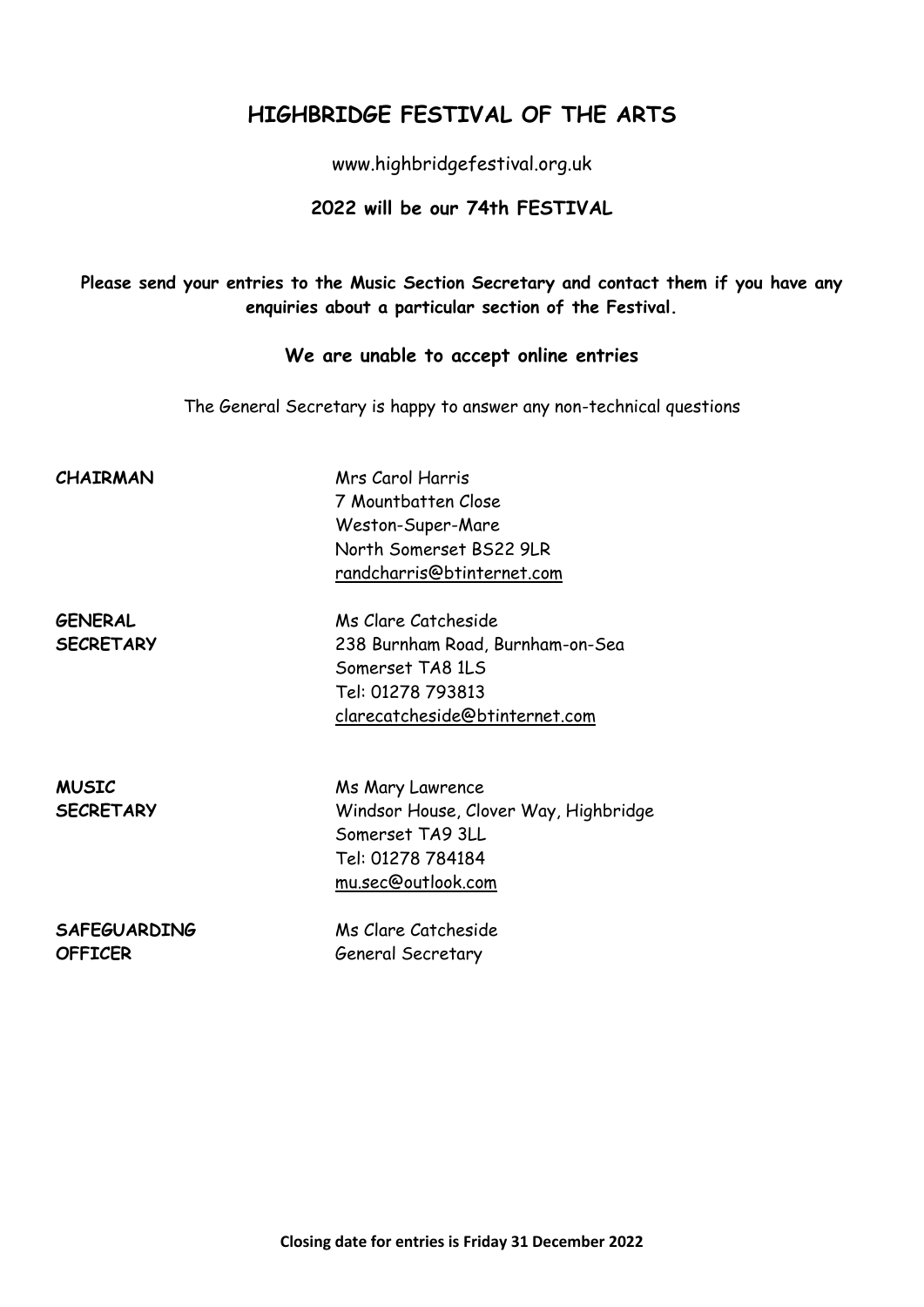# HIGHBRIDGE FESTIVAL OF THE ARTS

www.highbridgefestival.org.uk

**2022 will be our 74th FESTIVAL**

**Please send your entries to the Music Section Secretary and contact them if you have any enquiries about a particular section of the Festival.**

**We are unable to accept online entries**

The General Secretary is happy to answer any non-technical questions

**CHAIRMAN**

Mrs Carol Harris
7 Mountbatten Close
Weston-Super-Mare
North Somerset BS22 9LR
randcharris@btinternet.com

**GENERAL SECRETARY**

Ms Clare Catcheside
238 Burnham Road, Burnham-on-Sea
Somerset TA8 1LS
Tel: 01278 793813
clarecatcheside@btinternet.com

**MUSIC SECRETARY**

Ms Mary Lawrence
Windsor House, Clover Way, Highbridge
Somerset TA9 3LL
Tel: 01278 784184
mu.sec@outlook.com

**SAFEGUARDING OFFICER**

Ms Clare Catcheside
General Secretary

**Closing date for entries is Friday 31 December 2022**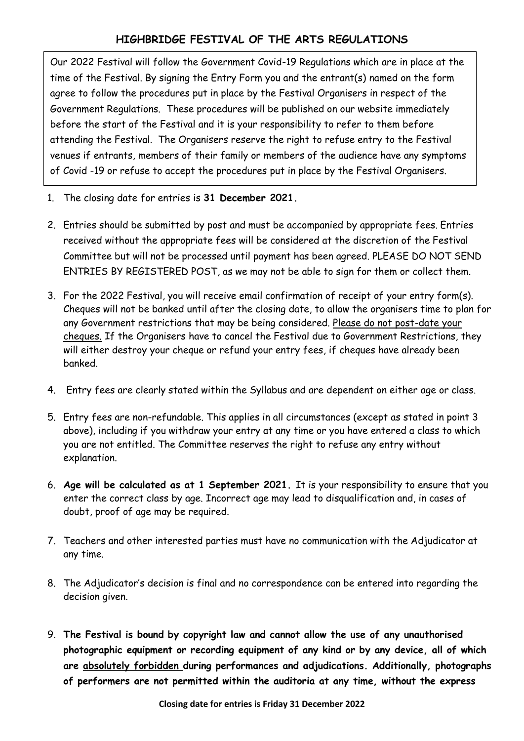## HIGHBRIDGE FESTIVAL OF THE ARTS REGULATIONS

Our 2022 Festival will follow the Government Covid-19 Regulations which are in place at the time of the Festival. By signing the Entry Form you and the entrant(s) named on the form agree to follow the procedures put in place by the Festival Organisers in respect of the Government Regulations. These procedures will be published on our website immediately before the start of the Festival and it is your responsibility to refer to them before attending the Festival. The Organisers reserve the right to refuse entry to the Festival venues if entrants, members of their family or members of the audience have any symptoms of Covid -19 or refuse to accept the procedures put in place by the Festival Organisers.

1. The closing date for entries is **31 December 2021.**
2. Entries should be submitted by post and must be accompanied by appropriate fees. Entries received without the appropriate fees will be considered at the discretion of the Festival Committee but will not be processed until payment has been agreed. PLEASE DO NOT SEND ENTRIES BY REGISTERED POST, as we may not be able to sign for them or collect them.
3. For the 2022 Festival, you will receive email confirmation of receipt of your entry form(s). Cheques will not be banked until after the closing date, to allow the organisers time to plan for any Government restrictions that may be being considered. <u>Please do not post-date your cheques.</u> If the Organisers have to cancel the Festival due to Government Restrictions, they will either destroy your cheque or refund your entry fees, if cheques have already been banked.
4. Entry fees are clearly stated within the Syllabus and are dependent on either age or class.
5. Entry fees are non-refundable. This applies in all circumstances (except as stated in point 3 above), including if you withdraw your entry at any time or you have entered a class to which you are not entitled. The Committee reserves the right to refuse any entry without explanation.
6. **Age will be calculated as at 1 September 2021.** It is your responsibility to ensure that you enter the correct class by age. Incorrect age may lead to disqualification and, in cases of doubt, proof of age may be required.
7. Teachers and other interested parties must have no communication with the Adjudicator at any time.
8. The Adjudicator's decision is final and no correspondence can be entered into regarding the decision given.
9. **The Festival is bound by copyright law and cannot allow the use of any unauthorised photographic equipment or recording equipment of any kind or by any device, all of which are <u>absolutely forbidden</u> during performances and adjudications. Additionally, photographs of performers are not permitted within the auditoria at any time, without the express**

**Closing date for entries is Friday 31 December 2022**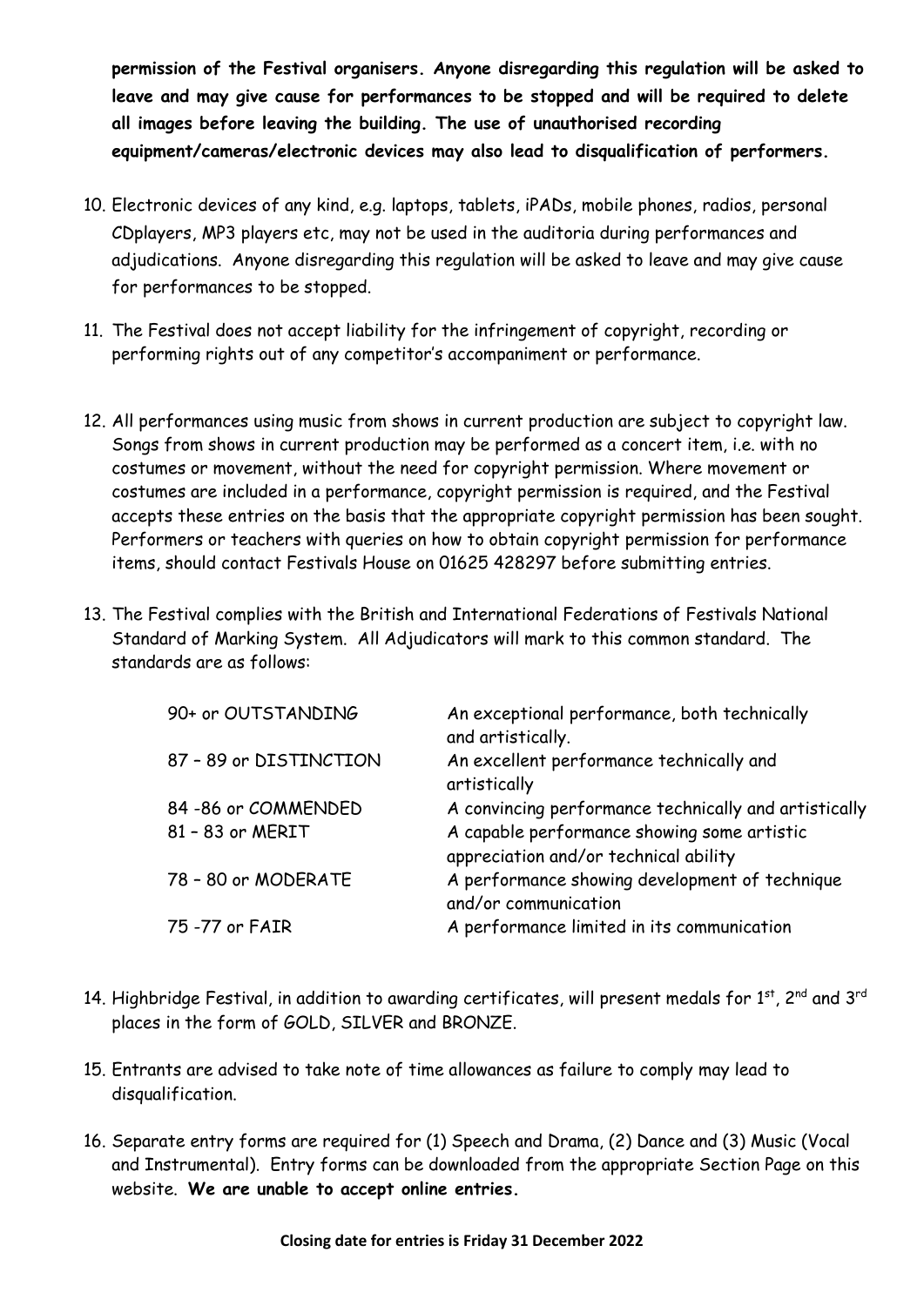**permission of the Festival organisers. Anyone disregarding this regulation will be asked to leave and may give cause for performances to be stopped and will be required to delete all images before leaving the building. The use of unauthorised recording equipment/cameras/electronic devices may also lead to disqualification of performers.**

10. Electronic devices of any kind, e.g. laptops, tablets, iPADs, mobile phones, radios, personal CDplayers, MP3 players etc, may not be used in the auditoria during performances and adjudications. Anyone disregarding this regulation will be asked to leave and may give cause for performances to be stopped.

11. The Festival does not accept liability for the infringement of copyright, recording or performing rights out of any competitor's accompaniment or performance.

12. All performances using music from shows in current production are subject to copyright law. Songs from shows in current production may be performed as a concert item, i.e. with no costumes or movement, without the need for copyright permission. Where movement or costumes are included in a performance, copyright permission is required, and the Festival accepts these entries on the basis that the appropriate copyright permission has been sought. Performers or teachers with queries on how to obtain copyright permission for performance items, should contact Festivals House on 01625 428297 before submitting entries.

13. The Festival complies with the British and International Federations of Festivals National Standard of Marking System. All Adjudicators will mark to this common standard. The standards are as follows:

| | |
|---|---|
| 90+ or OUTSTANDING | An exceptional performance, both technically and artistically. |
| 87 – 89 or DISTINCTION | An excellent performance technically and artistically |
| 84 -86 or COMMENDED | A convincing performance technically and artistically |
| 81 – 83 or MERIT | A capable performance showing some artistic appreciation and/or technical ability |
| 78 – 80 or MODERATE | A performance showing development of technique and/or communication |
| 75 -77 or FAIR | A performance limited in its communication |

14. Highbridge Festival, in addition to awarding certificates, will present medals for 1st, 2nd and 3rd places in the form of GOLD, SILVER and BRONZE.

15. Entrants are advised to take note of time allowances as failure to comply may lead to disqualification.

16. Separate entry forms are required for (1) Speech and Drama, (2) Dance and (3) Music (Vocal and Instrumental). Entry forms can be downloaded from the appropriate Section Page on this website. **We are unable to accept online entries.**

**Closing date for entries is Friday 31 December 2022**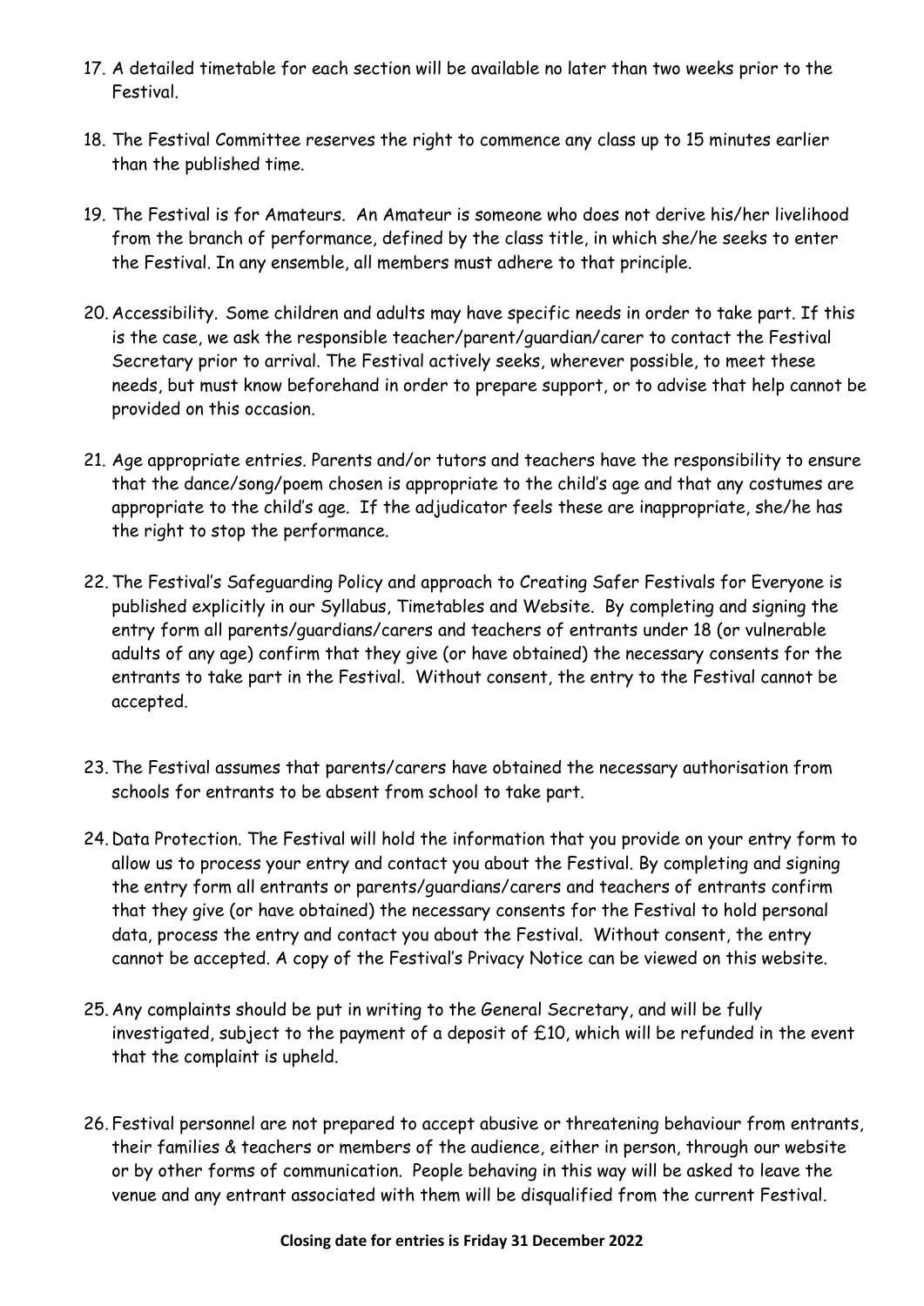17. A detailed timetable for each section will be available no later than two weeks prior to the Festival.

18. The Festival Committee reserves the right to commence any class up to 15 minutes earlier than the published time.

19. The Festival is for Amateurs. An Amateur is someone who does not derive his/her livelihood from the branch of performance, defined by the class title, in which she/he seeks to enter the Festival. In any ensemble, all members must adhere to that principle.

20. Accessibility. Some children and adults may have specific needs in order to take part. If this is the case, we ask the responsible teacher/parent/guardian/carer to contact the Festival Secretary prior to arrival. The Festival actively seeks, wherever possible, to meet these needs, but must know beforehand in order to prepare support, or to advise that help cannot be provided on this occasion.

21. Age appropriate entries. Parents and/or tutors and teachers have the responsibility to ensure that the dance/song/poem chosen is appropriate to the child's age and that any costumes are appropriate to the child's age. If the adjudicator feels these are inappropriate, she/he has the right to stop the performance.

22. The Festival's Safeguarding Policy and approach to Creating Safer Festivals for Everyone is published explicitly in our Syllabus, Timetables and Website. By completing and signing the entry form all parents/guardians/carers and teachers of entrants under 18 (or vulnerable adults of any age) confirm that they give (or have obtained) the necessary consents for the entrants to take part in the Festival. Without consent, the entry to the Festival cannot be accepted.

23. The Festival assumes that parents/carers have obtained the necessary authorisation from schools for entrants to be absent from school to take part.

24. Data Protection. The Festival will hold the information that you provide on your entry form to allow us to process your entry and contact you about the Festival. By completing and signing the entry form all entrants or parents/guardians/carers and teachers of entrants confirm that they give (or have obtained) the necessary consents for the Festival to hold personal data, process the entry and contact you about the Festival. Without consent, the entry cannot be accepted. A copy of the Festival's Privacy Notice can be viewed on this website.

25. Any complaints should be put in writing to the General Secretary, and will be fully investigated, subject to the payment of a deposit of £10, which will be refunded in the event that the complaint is upheld.

26. Festival personnel are not prepared to accept abusive or threatening behaviour from entrants, their families & teachers or members of the audience, either in person, through our website or by other forms of communication. People behaving in this way will be asked to leave the venue and any entrant associated with them will be disqualified from the current Festival.

**Closing date for entries is Friday 31 December 2022**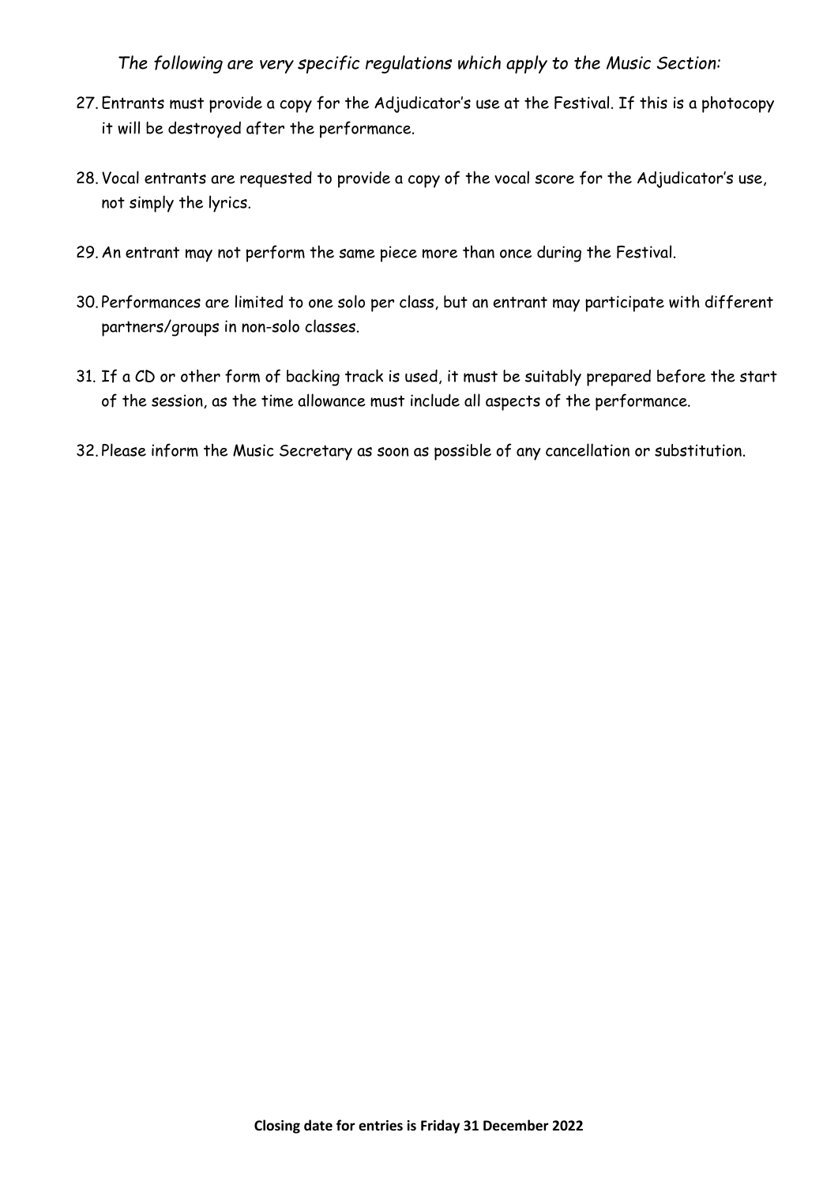*The following are very specific regulations which apply to the Music Section:*

27. Entrants must provide a copy for the Adjudicator's use at the Festival. If this is a photocopy it will be destroyed after the performance.

28. Vocal entrants are requested to provide a copy of the vocal score for the Adjudicator's use, not simply the lyrics.

29. An entrant may not perform the same piece more than once during the Festival.

30. Performances are limited to one solo per class, but an entrant may participate with different partners/groups in non-solo classes.

31. If a CD or other form of backing track is used, it must be suitably prepared before the start of the session, as the time allowance must include all aspects of the performance.

32. Please inform the Music Secretary as soon as possible of any cancellation or substitution.

**Closing date for entries is Friday 31 December 2022**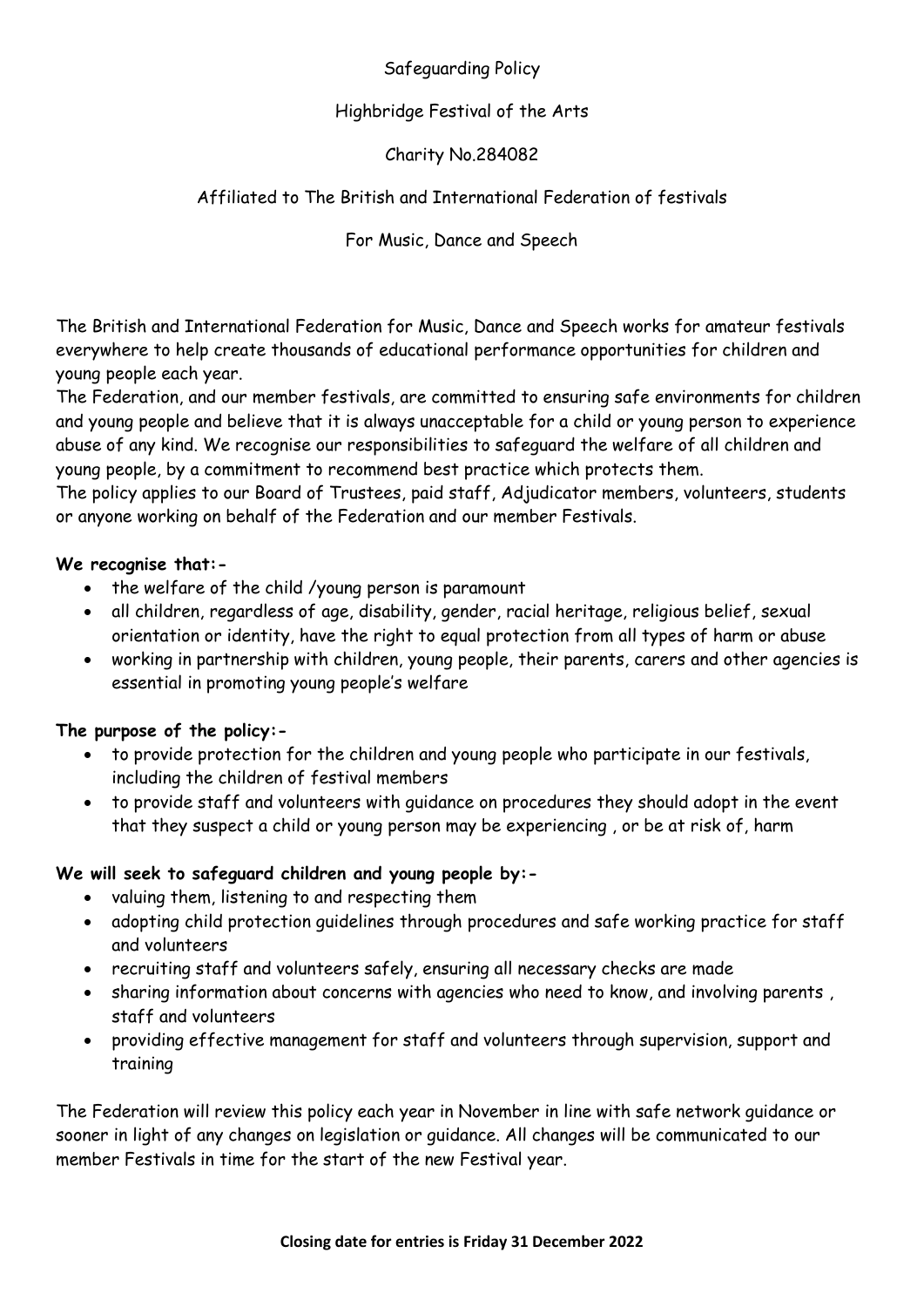Safeguarding Policy

Highbridge Festival of the Arts

Charity No.284082

Affiliated to The British and International Federation of festivals

For Music, Dance and Speech

The British and International Federation for Music, Dance and Speech works for amateur festivals everywhere to help create thousands of educational performance opportunities for children and young people each year.

The Federation, and our member festivals, are committed to ensuring safe environments for children and young people and believe that it is always unacceptable for a child or young person to experience abuse of any kind. We recognise our responsibilities to safeguard the welfare of all children and young people, by a commitment to recommend best practice which protects them.

The policy applies to our Board of Trustees, paid staff, Adjudicator members, volunteers, students or anyone working on behalf of the Federation and our member Festivals.

**We recognise that:-**

- the welfare of the child /young person is paramount
- all children, regardless of age, disability, gender, racial heritage, religious belief, sexual orientation or identity, have the right to equal protection from all types of harm or abuse
- working in partnership with children, young people, their parents, carers and other agencies is essential in promoting young people's welfare

**The purpose of the policy:-**

- to provide protection for the children and young people who participate in our festivals, including the children of festival members
- to provide staff and volunteers with guidance on procedures they should adopt in the event that they suspect a child or young person may be experiencing , or be at risk of, harm

**We will seek to safeguard children and young people by:-**

- valuing them, listening to and respecting them
- adopting child protection guidelines through procedures and safe working practice for staff and volunteers
- recruiting staff and volunteers safely, ensuring all necessary checks are made
- sharing information about concerns with agencies who need to know, and involving parents , staff and volunteers
- providing effective management for staff and volunteers through supervision, support and training

The Federation will review this policy each year in November in line with safe network guidance or sooner in light of any changes on legislation or guidance. All changes will be communicated to our member Festivals in time for the start of the new Festival year.

**Closing date for entries is Friday 31 December 2022**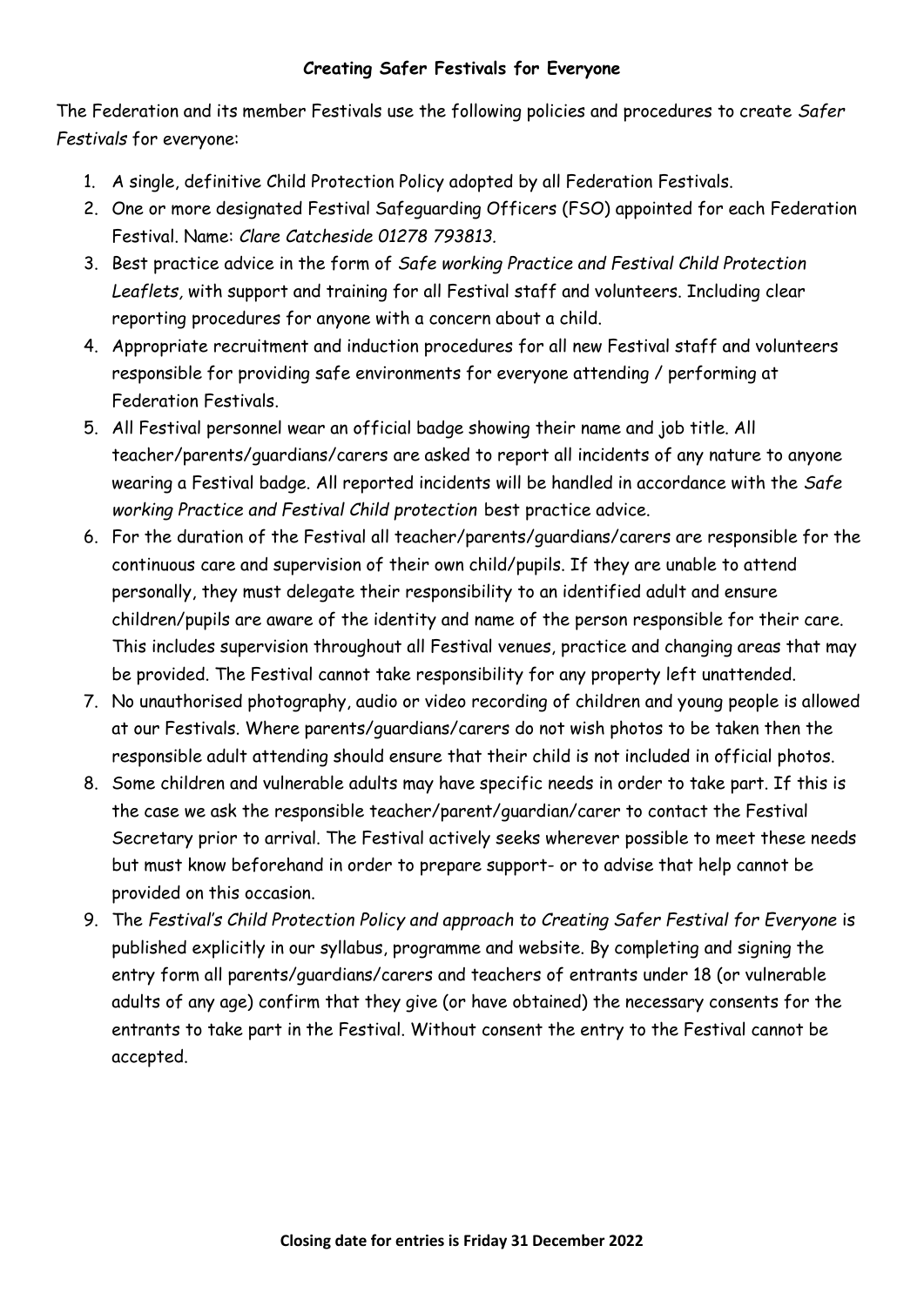# Creating Safer Festivals for Everyone

The Federation and its member Festivals use the following policies and procedures to create *Safer Festivals* for everyone:

1. A single, definitive Child Protection Policy adopted by all Federation Festivals.
2. One or more designated Festival Safeguarding Officers (FSO) appointed for each Federation Festival. Name: *Clare Catcheside 01278 793813.*
3. Best practice advice in the form of *Safe working Practice and Festival Child Protection Leaflets*, with support and training for all Festival staff and volunteers. Including clear reporting procedures for anyone with a concern about a child.
4. Appropriate recruitment and induction procedures for all new Festival staff and volunteers responsible for providing safe environments for everyone attending / performing at Federation Festivals.
5. All Festival personnel wear an official badge showing their name and job title. All teacher/parents/guardians/carers are asked to report all incidents of any nature to anyone wearing a Festival badge. All reported incidents will be handled in accordance with the *Safe working Practice and Festival Child protection* best practice advice.
6. For the duration of the Festival all teacher/parents/guardians/carers are responsible for the continuous care and supervision of their own child/pupils. If they are unable to attend personally, they must delegate their responsibility to an identified adult and ensure children/pupils are aware of the identity and name of the person responsible for their care. This includes supervision throughout all Festival venues, practice and changing areas that may be provided. The Festival cannot take responsibility for any property left unattended.
7. No unauthorised photography, audio or video recording of children and young people is allowed at our Festivals. Where parents/guardians/carers do not wish photos to be taken then the responsible adult attending should ensure that their child is not included in official photos.
8. Some children and vulnerable adults may have specific needs in order to take part. If this is the case we ask the responsible teacher/parent/guardian/carer to contact the Festival Secretary prior to arrival. The Festival actively seeks wherever possible to meet these needs but must know beforehand in order to prepare support- or to advise that help cannot be provided on this occasion.
9. The *Festival's Child Protection Policy and approach to Creating Safer Festival for Everyone* is published explicitly in our syllabus, programme and website. By completing and signing the entry form all parents/guardians/carers and teachers of entrants under 18 (or vulnerable adults of any age) confirm that they give (or have obtained) the necessary consents for the entrants to take part in the Festival. Without consent the entry to the Festival cannot be accepted.

**Closing date for entries is Friday 31 December 2022**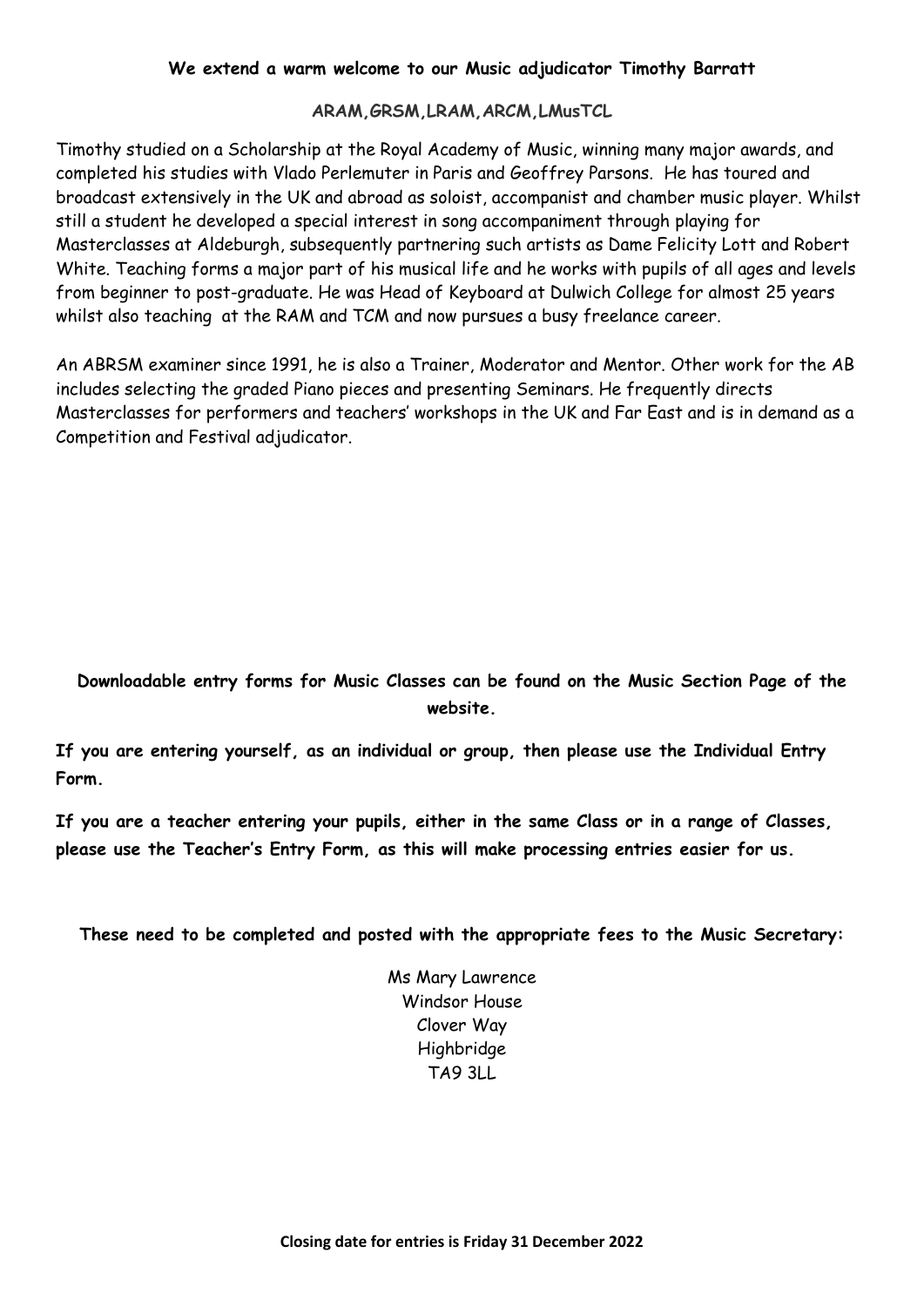**We extend a warm welcome to our Music adjudicator Timothy Barratt**

**ARAM,GRSM,LRAM,ARCM,LMusTCL**

Timothy studied on a Scholarship at the Royal Academy of Music, winning many major awards, and completed his studies with Vlado Perlemuter in Paris and Geoffrey Parsons. He has toured and broadcast extensively in the UK and abroad as soloist, accompanist and chamber music player. Whilst still a student he developed a special interest in song accompaniment through playing for Masterclasses at Aldeburgh, subsequently partnering such artists as Dame Felicity Lott and Robert White. Teaching forms a major part of his musical life and he works with pupils of all ages and levels from beginner to post-graduate. He was Head of Keyboard at Dulwich College for almost 25 years whilst also teaching at the RAM and TCM and now pursues a busy freelance career.

An ABRSM examiner since 1991, he is also a Trainer, Moderator and Mentor. Other work for the AB includes selecting the graded Piano pieces and presenting Seminars. He frequently directs Masterclasses for performers and teachers' workshops in the UK and Far East and is in demand as a Competition and Festival adjudicator.

**Downloadable entry forms for Music Classes can be found on the Music Section Page of the website.**

**If you are entering yourself, as an individual or group, then please use the Individual Entry Form.**

**If you are a teacher entering your pupils, either in the same Class or in a range of Classes, please use the Teacher's Entry Form, as this will make processing entries easier for us.**

**These need to be completed and posted with the appropriate fees to the Music Secretary:**

Ms Mary Lawrence
Windsor House
Clover Way
Highbridge
TA9 3LL

**Closing date for entries is Friday 31 December 2022**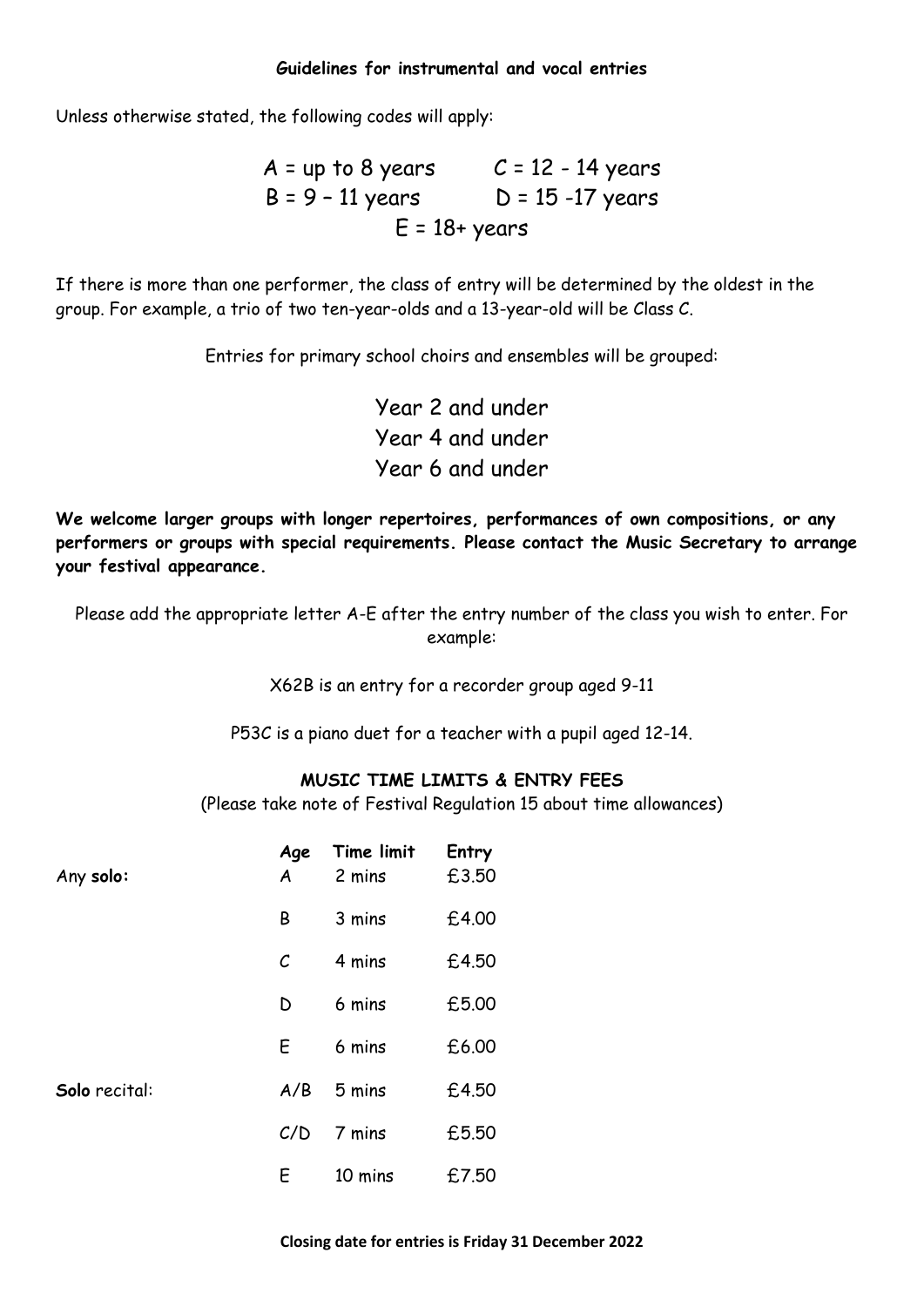## Guidelines for instrumental and vocal entries

Unless otherwise stated, the following codes will apply:

A = up to 8 years  C = 12 - 14 years
B = 9 – 11 years  D = 15 -17 years
E = 18+ years

If there is more than one performer, the class of entry will be determined by the oldest in the group. For example, a trio of two ten-year-olds and a 13-year-old will be Class C.

Entries for primary school choirs and ensembles will be grouped:

Year 2 and under
Year 4 and under
Year 6 and under

**We welcome larger groups with longer repertoires, performances of own compositions, or any performers or groups with special requirements. Please contact the Music Secretary to arrange your festival appearance.**

Please add the appropriate letter A-E after the entry number of the class you wish to enter. For example:

X62B is an entry for a recorder group aged 9-11

P53C is a piano duet for a teacher with a pupil aged 12-14.

### MUSIC TIME LIMITS & ENTRY FEES

(Please take note of Festival Regulation 15 about time allowances)

| | Age | Time limit | Entry |
|---|---|---|---|
| Any **solo**: | A | 2 mins | £3.50 |
| | B | 3 mins | £4.00 |
| | C | 4 mins | £4.50 |
| | D | 6 mins | £5.00 |
| | E | 6 mins | £6.00 |
| **Solo** recital: | A/B | 5 mins | £4.50 |
| | C/D | 7 mins | £5.50 |
| | E | 10 mins | £7.50 |

**Closing date for entries is Friday 31 December 2022**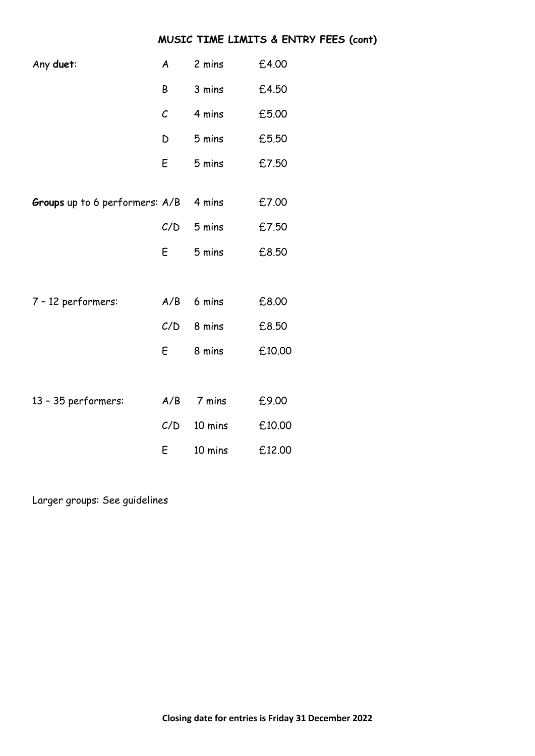## MUSIC TIME LIMITS & ENTRY FEES (cont)

| | | | |
|---|---|---|---|
| Any **duet**: | A | 2 mins | £4.00 |
| | B | 3 mins | £4.50 |
| | C | 4 mins | £5.00 |
| | D | 5 mins | £5.50 |
| | E | 5 mins | £7.50 |
| **Groups** up to 6 performers: | A/B | 4 mins | £7.00 |
| | C/D | 5 mins | £7.50 |
| | E | 5 mins | £8.50 |
| 7 – 12 performers: | A/B | 6 mins | £8.00 |
| | C/D | 8 mins | £8.50 |
| | E | 8 mins | £10.00 |
| 13 – 35 performers: | A/B | 7 mins | £9.00 |
| | C/D | 10 mins | £10.00 |
| | E | 10 mins | £12.00 |

Larger groups: See guidelines

**Closing date for entries is Friday 31 December 2022**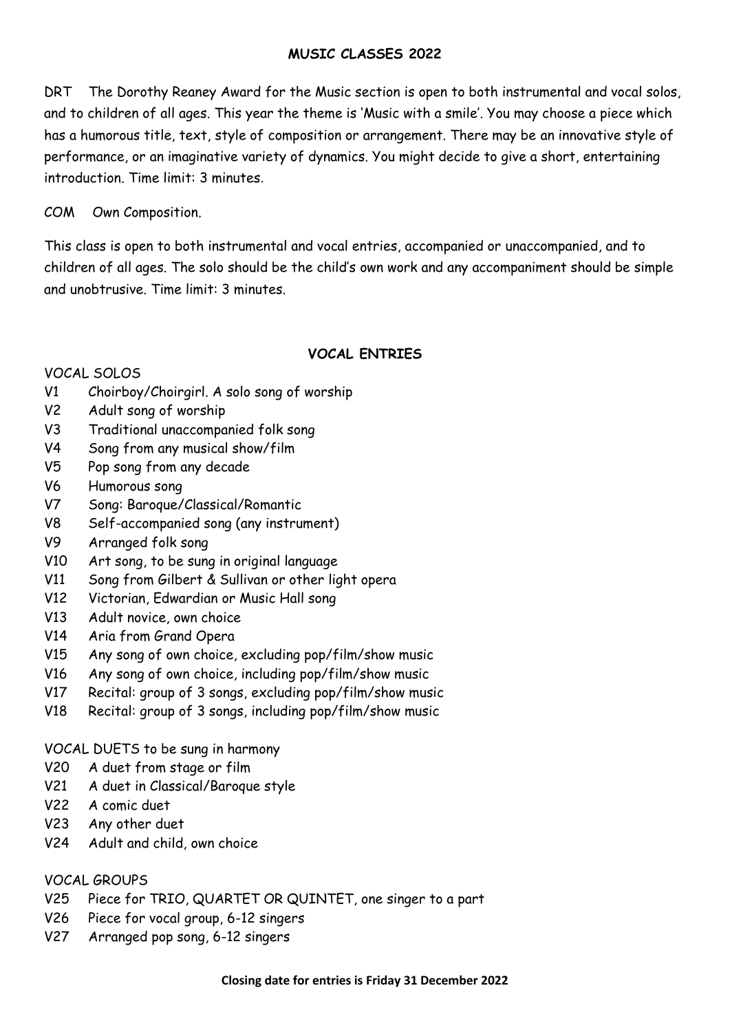## MUSIC CLASSES 2022

DRT The Dorothy Reaney Award for the Music section is open to both instrumental and vocal solos, and to children of all ages. This year the theme is 'Music with a smile'. You may choose a piece which has a humorous title, text, style of composition or arrangement. There may be an innovative style of performance, or an imaginative variety of dynamics. You might decide to give a short, entertaining introduction. Time limit: 3 minutes.

COM Own Composition.

This class is open to both instrumental and vocal entries, accompanied or unaccompanied, and to children of all ages. The solo should be the child's own work and any accompaniment should be simple and unobtrusive. Time limit: 3 minutes.

### VOCAL ENTRIES

VOCAL SOLOS

- V1 Choirboy/Choirgirl. A solo song of worship
- V2 Adult song of worship
- V3 Traditional unaccompanied folk song
- V4 Song from any musical show/film
- V5 Pop song from any decade
- V6 Humorous song
- V7 Song: Baroque/Classical/Romantic
- V8 Self-accompanied song (any instrument)
- V9 Arranged folk song
- V10 Art song, to be sung in original language
- V11 Song from Gilbert & Sullivan or other light opera
- V12 Victorian, Edwardian or Music Hall song
- V13 Adult novice, own choice
- V14 Aria from Grand Opera
- V15 Any song of own choice, excluding pop/film/show music
- V16 Any song of own choice, including pop/film/show music
- V17 Recital: group of 3 songs, excluding pop/film/show music
- V18 Recital: group of 3 songs, including pop/film/show music

VOCAL DUETS to be sung in harmony

- V20 A duet from stage or film
- V21 A duet in Classical/Baroque style
- V22 A comic duet
- V23 Any other duet
- V24 Adult and child, own choice

VOCAL GROUPS

- V25 Piece for TRIO, QUARTET OR QUINTET, one singer to a part
- V26 Piece for vocal group, 6-12 singers
- V27 Arranged pop song, 6-12 singers

**Closing date for entries is Friday 31 December 2022**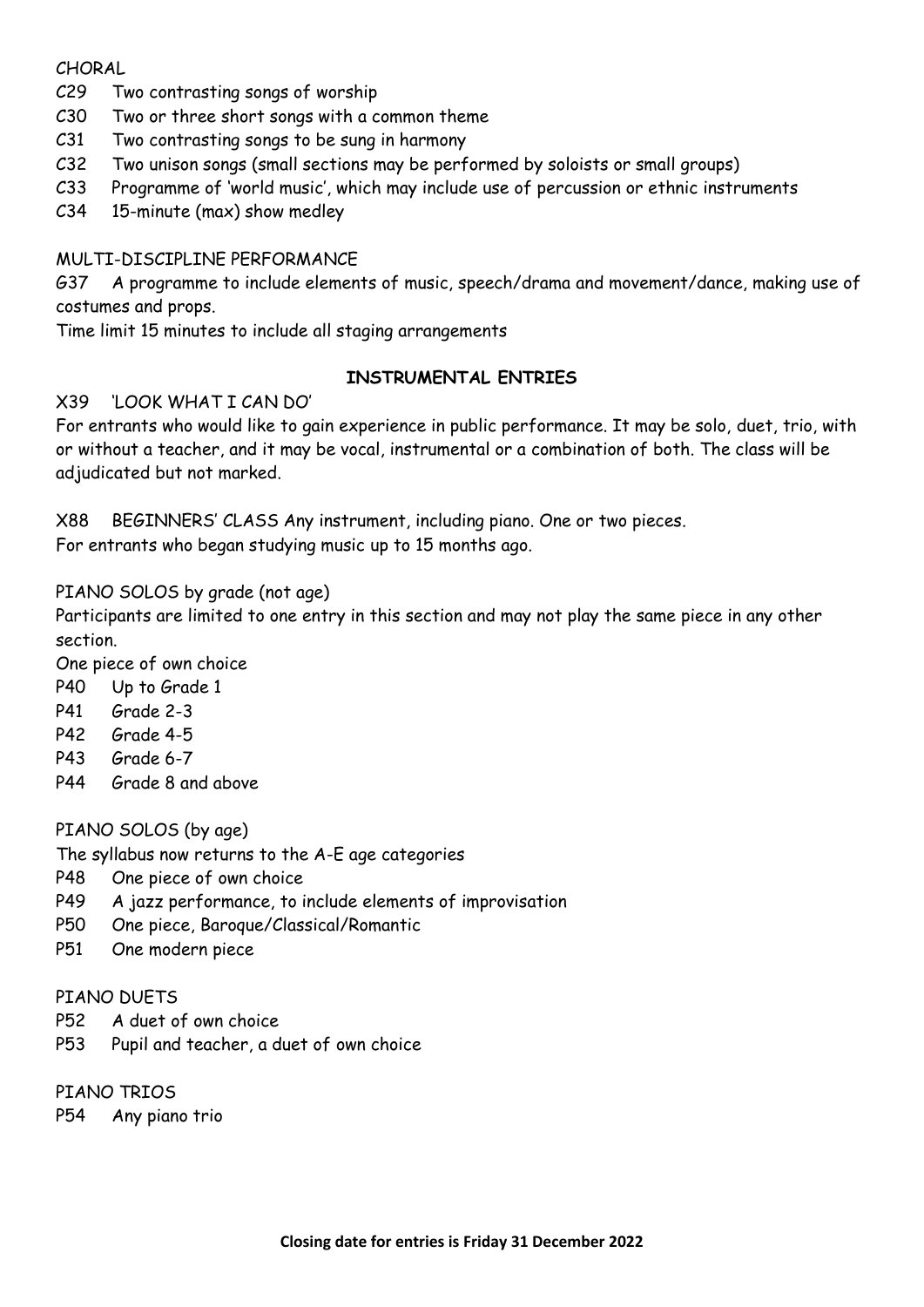CHORAL

C29 Two contrasting songs of worship

C30 Two or three short songs with a common theme

C31 Two contrasting songs to be sung in harmony

C32 Two unison songs (small sections may be performed by soloists or small groups)

C33 Programme of 'world music', which may include use of percussion or ethnic instruments

C34 15-minute (max) show medley

MULTI-DISCIPLINE PERFORMANCE

G37 A programme to include elements of music, speech/drama and movement/dance, making use of costumes and props.

Time limit 15 minutes to include all staging arrangements

## INSTRUMENTAL ENTRIES

X39 'LOOK WHAT I CAN DO'

For entrants who would like to gain experience in public performance. It may be solo, duet, trio, with or without a teacher, and it may be vocal, instrumental or a combination of both. The class will be adjudicated but not marked.

X88 BEGINNERS' CLASS Any instrument, including piano. One or two pieces.

For entrants who began studying music up to 15 months ago.

PIANO SOLOS by grade (not age)

Participants are limited to one entry in this section and may not play the same piece in any other section.

One piece of own choice

P40 Up to Grade 1

P41 Grade 2-3

P42 Grade 4-5

P43 Grade 6-7

P44 Grade 8 and above

PIANO SOLOS (by age)

The syllabus now returns to the A-E age categories

P48 One piece of own choice

P49 A jazz performance, to include elements of improvisation

P50 One piece, Baroque/Classical/Romantic

P51 One modern piece

PIANO DUETS

P52 A duet of own choice

P53 Pupil and teacher, a duet of own choice

PIANO TRIOS

P54 Any piano trio

**Closing date for entries is Friday 31 December 2022**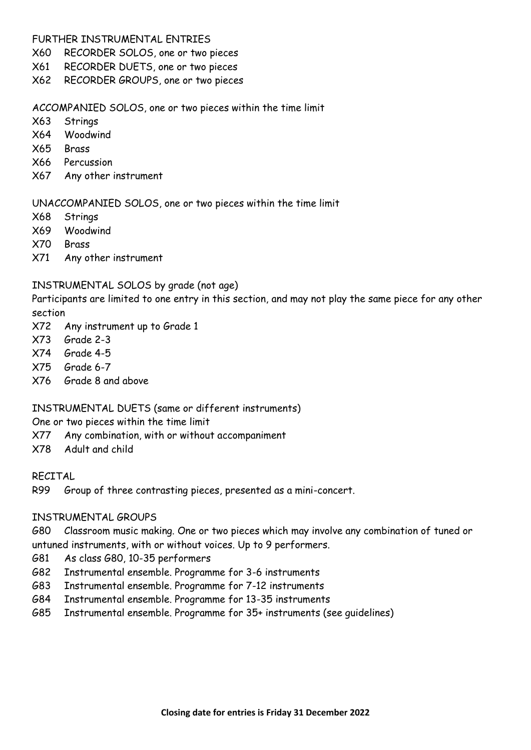FURTHER INSTRUMENTAL ENTRIES

X60 RECORDER SOLOS, one or two pieces
X61 RECORDER DUETS, one or two pieces
X62 RECORDER GROUPS, one or two pieces

ACCOMPANIED SOLOS, one or two pieces within the time limit

X63 Strings
X64 Woodwind
X65 Brass
X66 Percussion
X67 Any other instrument

UNACCOMPANIED SOLOS, one or two pieces within the time limit

X68 Strings
X69 Woodwind
X70 Brass
X71 Any other instrument

INSTRUMENTAL SOLOS by grade (not age)

Participants are limited to one entry in this section, and may not play the same piece for any other section

X72 Any instrument up to Grade 1
X73 Grade 2-3
X74 Grade 4-5
X75 Grade 6-7
X76 Grade 8 and above

INSTRUMENTAL DUETS (same or different instruments)

One or two pieces within the time limit

X77 Any combination, with or without accompaniment
X78 Adult and child

RECITAL

R99 Group of three contrasting pieces, presented as a mini-concert.

INSTRUMENTAL GROUPS

G80 Classroom music making. One or two pieces which may involve any combination of tuned or untuned instruments, with or without voices. Up to 9 performers.
G81 As class G80, 10-35 performers
G82 Instrumental ensemble. Programme for 3-6 instruments
G83 Instrumental ensemble. Programme for 7-12 instruments
G84 Instrumental ensemble. Programme for 13-35 instruments
G85 Instrumental ensemble. Programme for 35+ instruments (see guidelines)

**Closing date for entries is Friday 31 December 2022**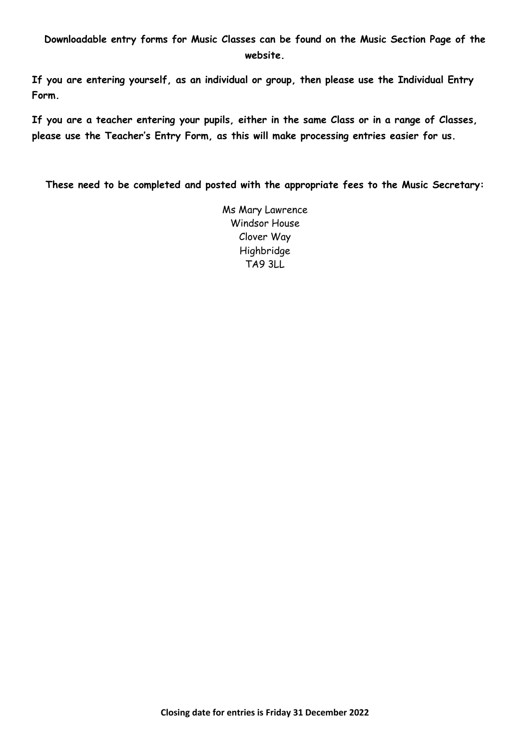**Downloadable entry forms for Music Classes can be found on the Music Section Page of the website.**

**If you are entering yourself, as an individual or group, then please use the Individual Entry Form.**

**If you are a teacher entering your pupils, either in the same Class or in a range of Classes, please use the Teacher's Entry Form, as this will make processing entries easier for us.**

**These need to be completed and posted with the appropriate fees to the Music Secretary:**

Ms Mary Lawrence
Windsor House
Clover Way
Highbridge
TA9 3LL

**Closing date for entries is Friday 31 December 2022**